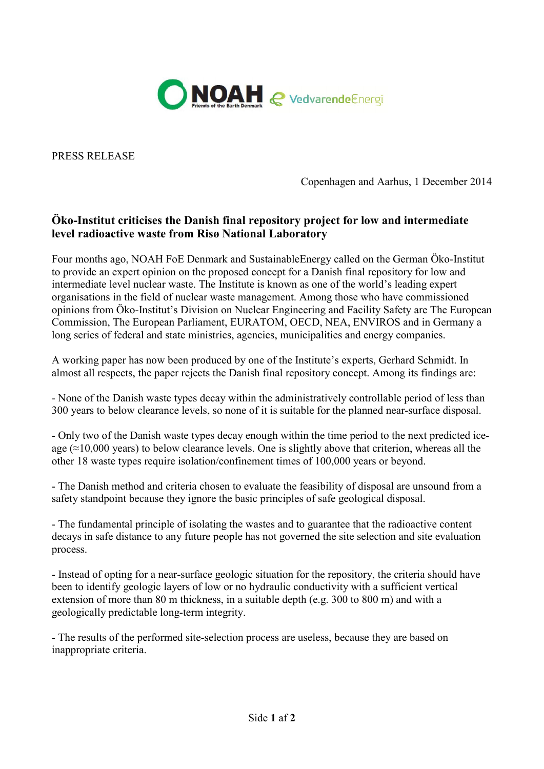PRESS RELEASE

Copenhagen and Aarhus, 1 December 2014

## Öko-Institut criticises the Danish final repository project for low and intermediate level radioactive waste from Risø National Laboratory

Four months ago, NOAH FoE Denmark and SustainableEnergy called on the German Öko-Institut to provide an expert opinion on the proposed concept for a Danish final repository for low and intermediate level nuclear waste. The Institute is known as one of the world's leading expert organisations in the field of nuclear waste management. Among those who have commissioned opinions from Öko-Institut's Division on Nuclear Engineering and Facility Safety are The European Commission, The European Parliament, EURATOM, OECD, NEA, ENVIROS and in Germany a long series of federal and state ministries, agencies, municipalities and energy companies.

A working paper has now been produced by one of the Institute's experts, Gerhard Schmidt. In almost all respects, the paper rejects the Danish final repository concept. Among its findings are:

- None of the Danish waste types decay within the administratively controllable period of less than 300 years to below clearance levels, so none of it is suitable for the planned near-surface disposal.

- Only two of the Danish waste types decay enough within the time period to the next predicted ice-age (≈10,000 years) to below clearance levels. One is slightly above that criterion, whereas all the other 18 waste types require isolation/confinement times of 100,000 years or beyond.

- The Danish method and criteria chosen to evaluate the feasibility of disposal are unsound from a safety standpoint because they ignore the basic principles of safe geological disposal.

- The fundamental principle of isolating the wastes and to guarantee that the radioactive content decays in safe distance to any future people has not governed the site selection and site evaluation process.

- Instead of opting for a near-surface geologic situation for the repository, the criteria should have been to identify geologic layers of low or no hydraulic conductivity with a sufficient vertical extension of more than 80 m thickness, in a suitable depth (e.g. 300 to 800 m) and with a geologically predictable long-term integrity.

- The results of the performed site-selection process are useless, because they are based on inappropriate criteria.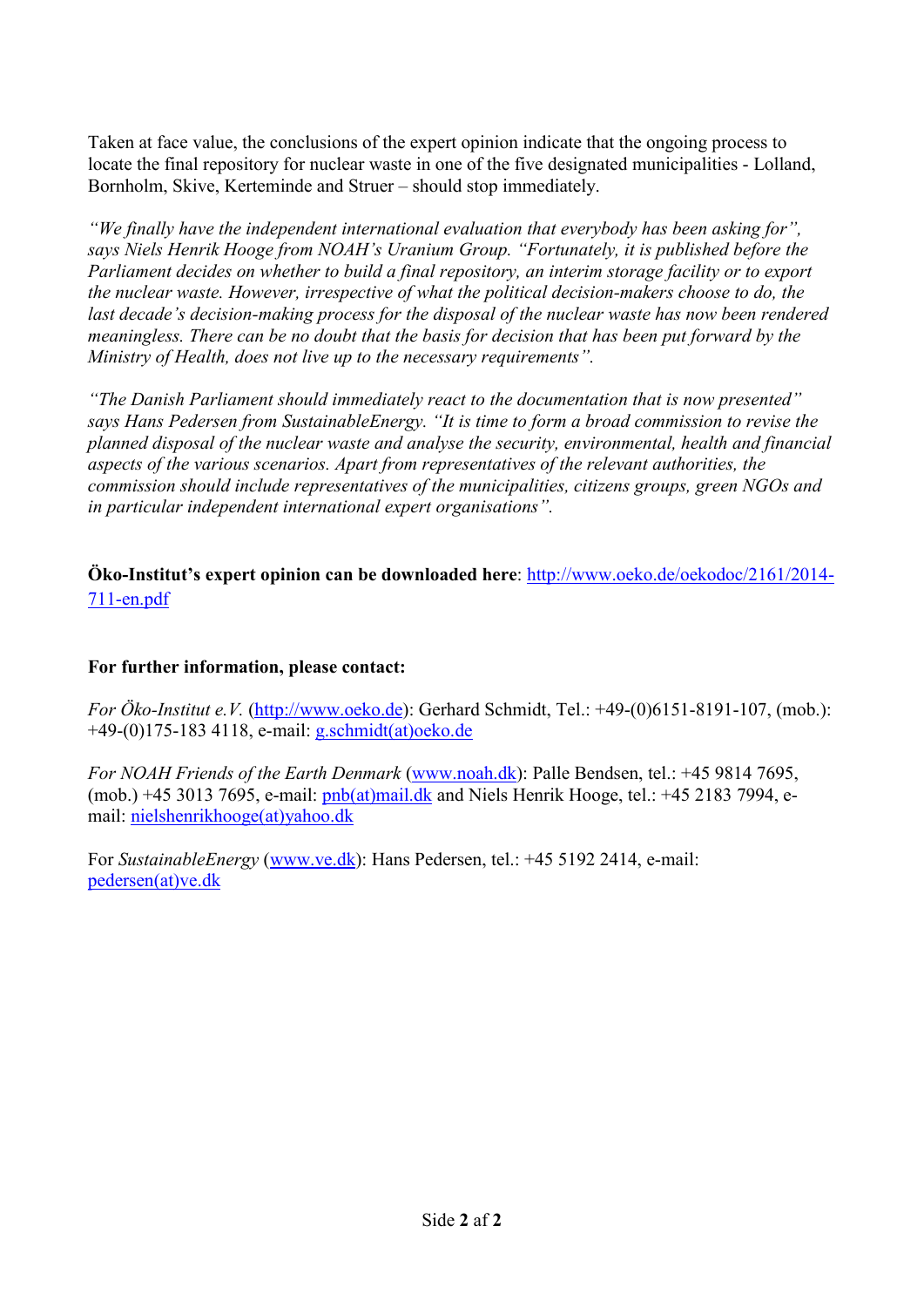Taken at face value, the conclusions of the expert opinion indicate that the ongoing process to locate the final repository for nuclear waste in one of the five designated municipalities - Lolland, Bornholm, Skive, Kerteminde and Struer – should stop immediately.

*"We finally have the independent international evaluation that everybody has been asking for", says Niels Henrik Hooge from NOAH's Uranium Group. "Fortunately, it is published before the Parliament decides on whether to build a final repository, an interim storage facility or to export the nuclear waste. However, irrespective of what the political decision-makers choose to do, the last decade's decision-making process for the disposal of the nuclear waste has now been rendered meaningless. There can be no doubt that the basis for decision that has been put forward by the Ministry of Health, does not live up to the necessary requirements".*

*"The Danish Parliament should immediately react to the documentation that is now presented" says Hans Pedersen from SustainableEnergy. "It is time to form a broad commission to revise the planned disposal of the nuclear waste and analyse the security, environmental, health and financial aspects of the various scenarios. Apart from representatives of the relevant authorities, the commission should include representatives of the municipalities, citizens groups, green NGOs and in particular independent international expert organisations".*

**Öko-Institut's expert opinion can be downloaded here**: http://www.oeko.de/oekodoc/2161/2014-711-en.pdf

**For further information, please contact:**

*For Öko-Institut e.V.* (http://www.oeko.de): Gerhard Schmidt, Tel.: +49-(0)6151-8191-107, (mob.): +49-(0)175-183 4118, e-mail: g.schmidt(at)oeko.de

*For NOAH Friends of the Earth Denmark* (www.noah.dk): Palle Bendsen, tel.: +45 9814 7695, (mob.) +45 3013 7695, e-mail: pnb(at)mail.dk and Niels Henrik Hooge, tel.: +45 2183 7994, e-mail: nielshenrikhooge(at)yahoo.dk

For *SustainableEnergy* (www.ve.dk): Hans Pedersen, tel.: +45 5192 2414, e-mail: pedersen(at)ve.dk